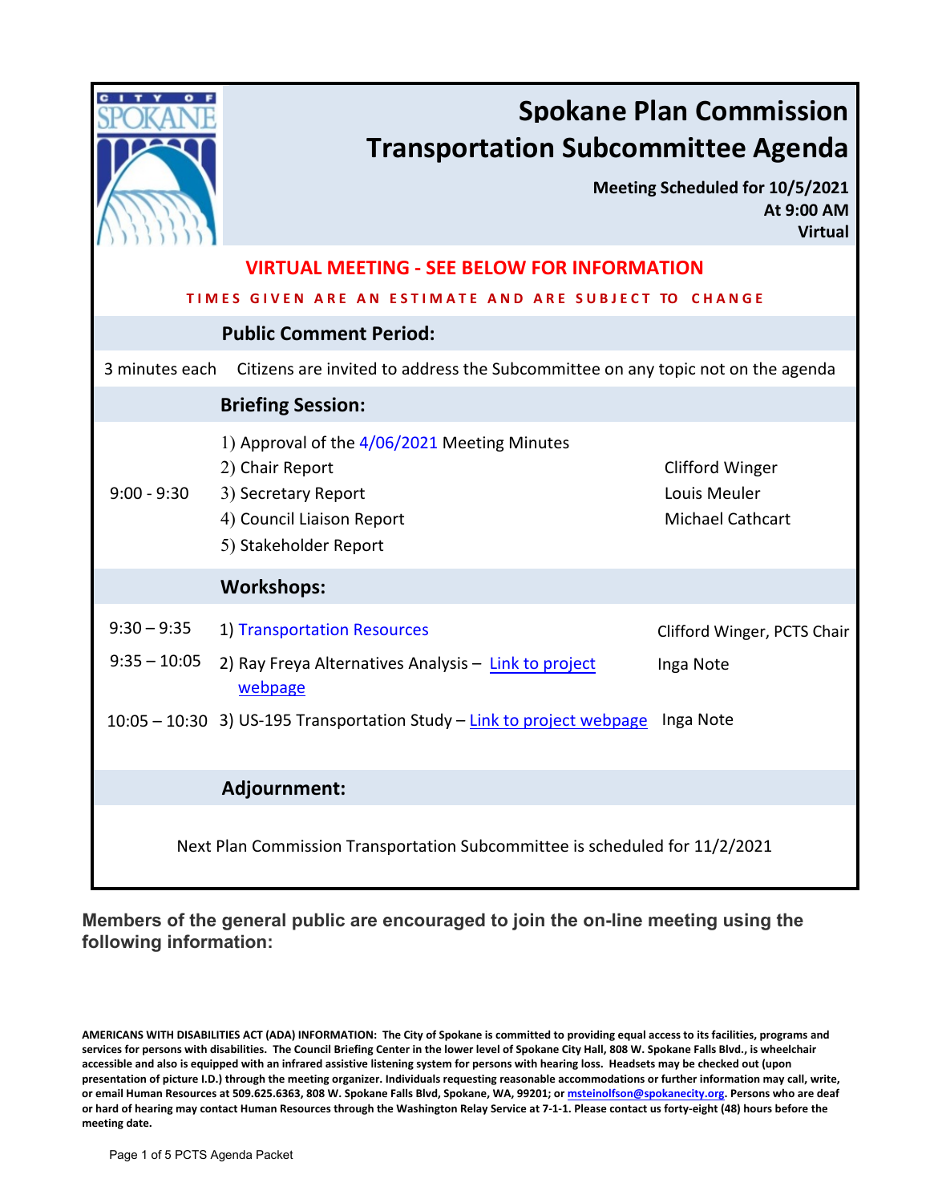# Spokane Plan Commission Transportation Subcommittee Agenda

**Meeting Scheduled for 10/5/2021**
**At 9:00 AM**
**Virtual**

**VIRTUAL MEETING - SEE BELOW FOR INFORMATION**

**TIMES GIVEN ARE AN ESTIMATE AND ARE SUBJECT TO CHANGE**

## Public Comment Period:

| | | |
|---|---|---|
| 3 minutes each | Citizens are invited to address the Subcommittee on any topic not on the agenda | |

## Briefing Session:

| | | |
|---|---|---|
| 9:00 - 9:30 | 1) Approval of the 4/06/2021 Meeting Minutes | |
| | 2) Chair Report | Clifford Winger |
| | 3) Secretary Report | Louis Meuler |
| | 4) Council Liaison Report | Michael Cathcart |
| | 5) Stakeholder Report | |

## Workshops:

| | | |
|---|---|---|
| 9:30 – 9:35 | 1) Transportation Resources | Clifford Winger, PCTS Chair |
| 9:35 – 10:05 | 2) Ray Freya Alternatives Analysis – Link to project webpage | Inga Note |
| 10:05 – 10:30 | 3) US-195 Transportation Study – Link to project webpage | Inga Note |

## Adjournment:

Next Plan Commission Transportation Subcommittee is scheduled for 11/2/2021

**Members of the general public are encouraged to join the on-line meeting using the following information:**

**AMERICANS WITH DISABILITIES ACT (ADA) INFORMATION: The City of Spokane is committed to providing equal access to its facilities, programs and services for persons with disabilities. The Council Briefing Center in the lower level of Spokane City Hall, 808 W. Spokane Falls Blvd., is wheelchair accessible and also is equipped with an infrared assistive listening system for persons with hearing loss. Headsets may be checked out (upon presentation of picture I.D.) through the meeting organizer. Individuals requesting reasonable accommodations or further information may call, write, or email Human Resources at 509.625.6363, 808 W. Spokane Falls Blvd, Spokane, WA, 99201; or msteinolfson@spokanecity.org. Persons who are deaf or hard of hearing may contact Human Resources through the Washington Relay Service at 7-1-1. Please contact us forty-eight (48) hours before the meeting date.**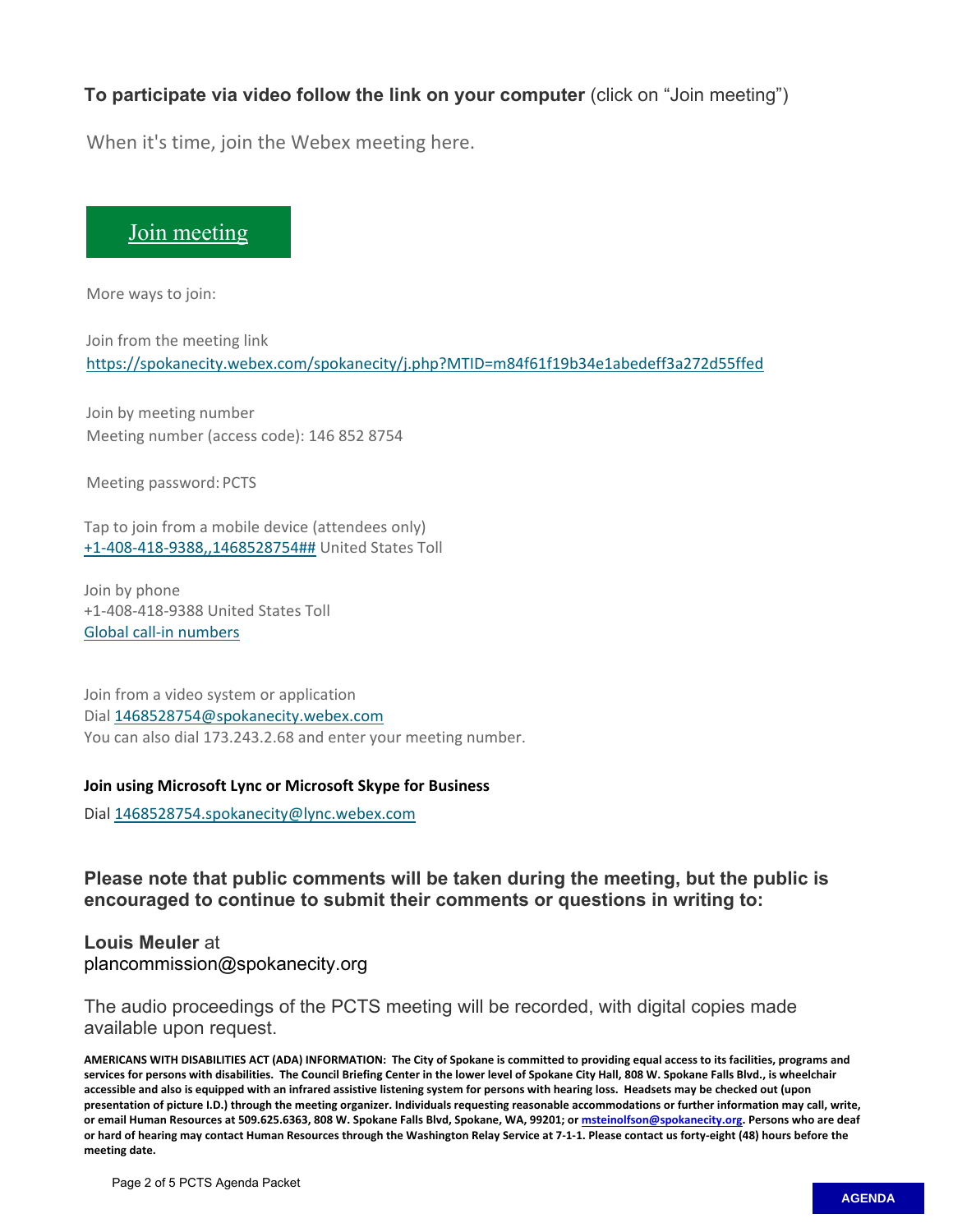**To participate via video follow the link on your computer** (click on "Join meeting")

When it's time, join the Webex meeting here.

[Join meeting](https://spokanecity.webex.com/spokanecity/j.php?MTID=m84f61f19b34e1abedeff3a272d55ffed)

More ways to join:

Join from the meeting link
https://spokanecity.webex.com/spokanecity/j.php?MTID=m84f61f19b34e1abedeff3a272d55ffed

Join by meeting number
Meeting number (access code): 146 852 8754

Meeting password: PCTS

Tap to join from a mobile device (attendees only)
+1-408-418-9388,,1468528754## United States Toll

Join by phone
+1-408-418-9388 United States Toll
Global call-in numbers

Join from a video system or application
Dial 1468528754@spokanecity.webex.com
You can also dial 173.243.2.68 and enter your meeting number.

**Join using Microsoft Lync or Microsoft Skype for Business**

Dial 1468528754.spokanecity@lync.webex.com

**Please note that public comments will be taken during the meeting, but the public is encouraged to continue to submit their comments or questions in writing to:**

**Louis Meuler** at
plancommission@spokanecity.org

The audio proceedings of the PCTS meeting will be recorded, with digital copies made available upon request.

**AMERICANS WITH DISABILITIES ACT (ADA) INFORMATION: The City of Spokane is committed to providing equal access to its facilities, programs and services for persons with disabilities. The Council Briefing Center in the lower level of Spokane City Hall, 808 W. Spokane Falls Blvd., is wheelchair accessible and also is equipped with an infrared assistive listening system for persons with hearing loss. Headsets may be checked out (upon presentation of picture I.D.) through the meeting organizer. Individuals requesting reasonable accommodations or further information may call, write, or email Human Resources at 509.625.6363, 808 W. Spokane Falls Blvd, Spokane, WA, 99201; or msteinolfson@spokanecity.org. Persons who are deaf or hard of hearing may contact Human Resources through the Washington Relay Service at 7-1-1. Please contact us forty-eight (48) hours before the meeting date.**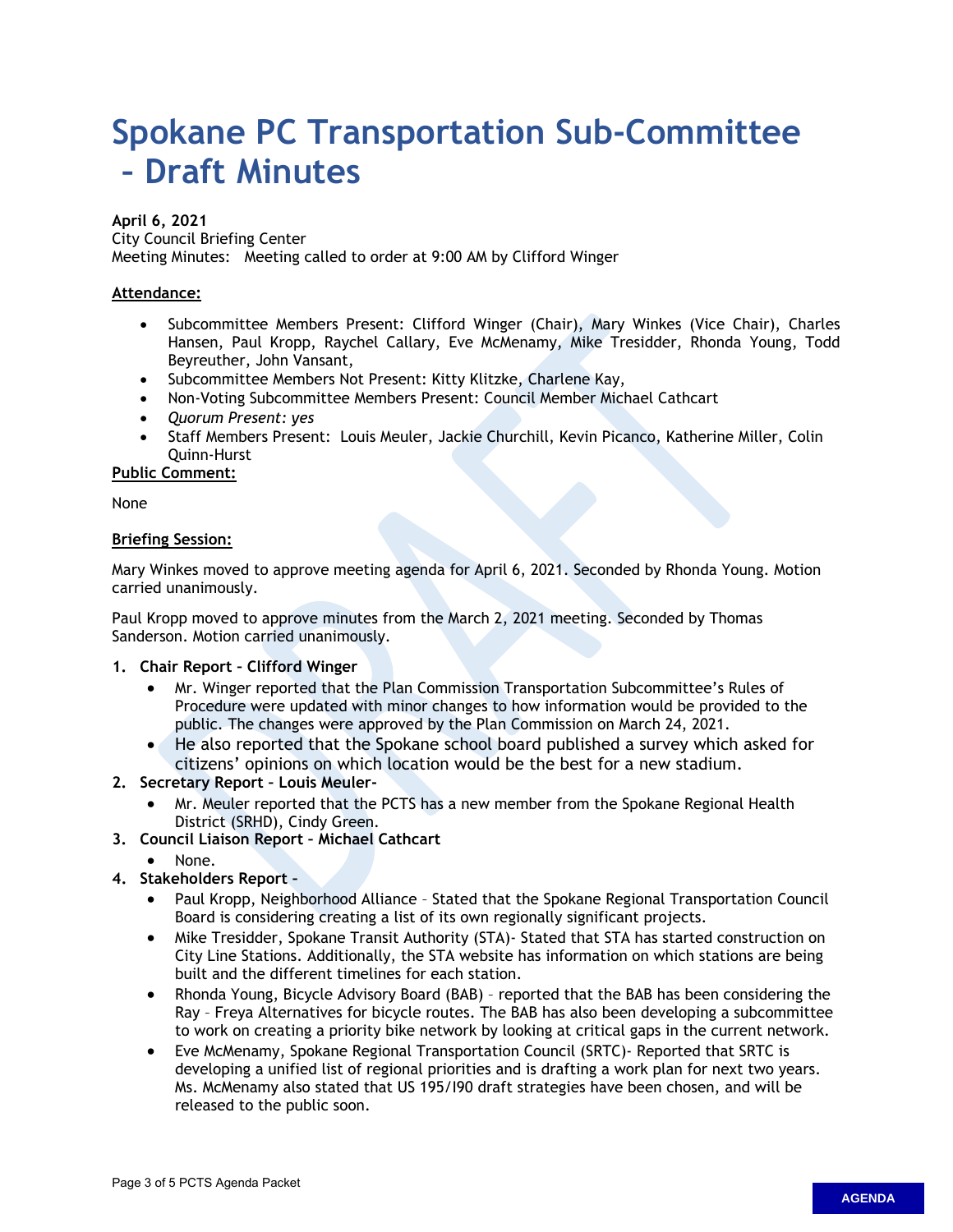# Spokane PC Transportation Sub-Committee – Draft Minutes

**April 6, 2021**
City Council Briefing Center
Meeting Minutes: Meeting called to order at 9:00 AM by Clifford Winger

**Attendance:**

- Subcommittee Members Present: Clifford Winger (Chair), Mary Winkes (Vice Chair), Charles Hansen, Paul Kropp, Raychel Callary, Eve McMenamy, Mike Tresidder, Rhonda Young, Todd Beyreuther, John Vansant,
- Subcommittee Members Not Present: Kitty Klitzke, Charlene Kay,
- Non-Voting Subcommittee Members Present: Council Member Michael Cathcart
- *Quorum Present: yes*
- Staff Members Present: Louis Meuler, Jackie Churchill, Kevin Picanco, Katherine Miller, Colin Quinn-Hurst

**Public Comment:**

None

**Briefing Session:**

Mary Winkes moved to approve meeting agenda for April 6, 2021. Seconded by Rhonda Young. Motion carried unanimously.

Paul Kropp moved to approve minutes from the March 2, 2021 meeting. Seconded by Thomas Sanderson. Motion carried unanimously.

1. **Chair Report – Clifford Winger**
   - Mr. Winger reported that the Plan Commission Transportation Subcommittee's Rules of Procedure were updated with minor changes to how information would be provided to the public. The changes were approved by the Plan Commission on March 24, 2021.
   - He also reported that the Spokane school board published a survey which asked for citizens' opinions on which location would be the best for a new stadium.
2. **Secretary Report – Louis Meuler-**
   - Mr. Meuler reported that the PCTS has a new member from the Spokane Regional Health District (SRHD), Cindy Green.
3. **Council Liaison Report – Michael Cathcart**
   - None.
4. **Stakeholders Report –**
   - Paul Kropp, Neighborhood Alliance – Stated that the Spokane Regional Transportation Council Board is considering creating a list of its own regionally significant projects.
   - Mike Tresidder, Spokane Transit Authority (STA)- Stated that STA has started construction on City Line Stations. Additionally, the STA website has information on which stations are being built and the different timelines for each station.
   - Rhonda Young, Bicycle Advisory Board (BAB) – reported that the BAB has been considering the Ray – Freya Alternatives for bicycle routes. The BAB has also been developing a subcommittee to work on creating a priority bike network by looking at critical gaps in the current network.
   - Eve McMenamy, Spokane Regional Transportation Council (SRTC)- Reported that SRTC is developing a unified list of regional priorities and is drafting a work plan for next two years. Ms. McMenamy also stated that US 195/I90 draft strategies have been chosen, and will be released to the public soon.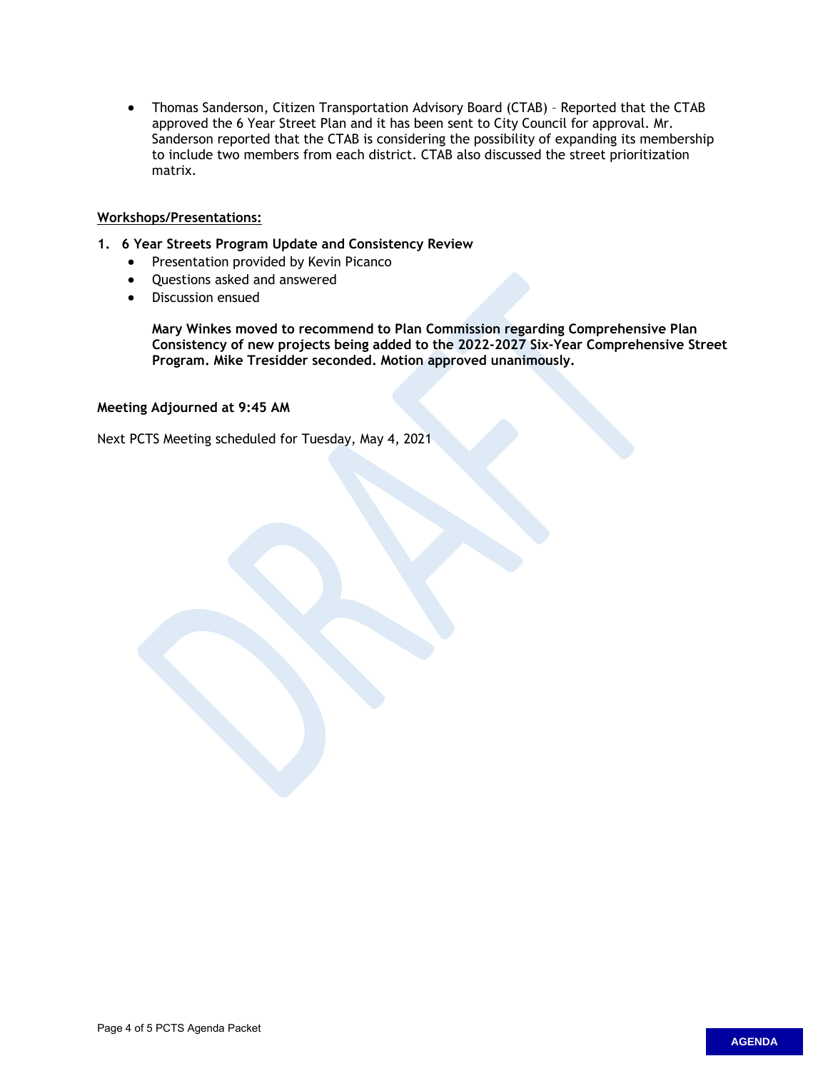- Thomas Sanderson, Citizen Transportation Advisory Board (CTAB) – Reported that the CTAB approved the 6 Year Street Plan and it has been sent to City Council for approval. Mr. Sanderson reported that the CTAB is considering the possibility of expanding its membership to include two members from each district. CTAB also discussed the street prioritization matrix.

**Workshops/Presentations:**

1. **6 Year Streets Program Update and Consistency Review**
   - Presentation provided by Kevin Picanco
   - Questions asked and answered
   - Discussion ensued

   **Mary Winkes moved to recommend to Plan Commission regarding Comprehensive Plan Consistency of new projects being added to the 2022-2027 Six-Year Comprehensive Street Program. Mike Tresidder seconded. Motion approved unanimously.**

**Meeting Adjourned at 9:45 AM**

Next PCTS Meeting scheduled for Tuesday, May 4, 2021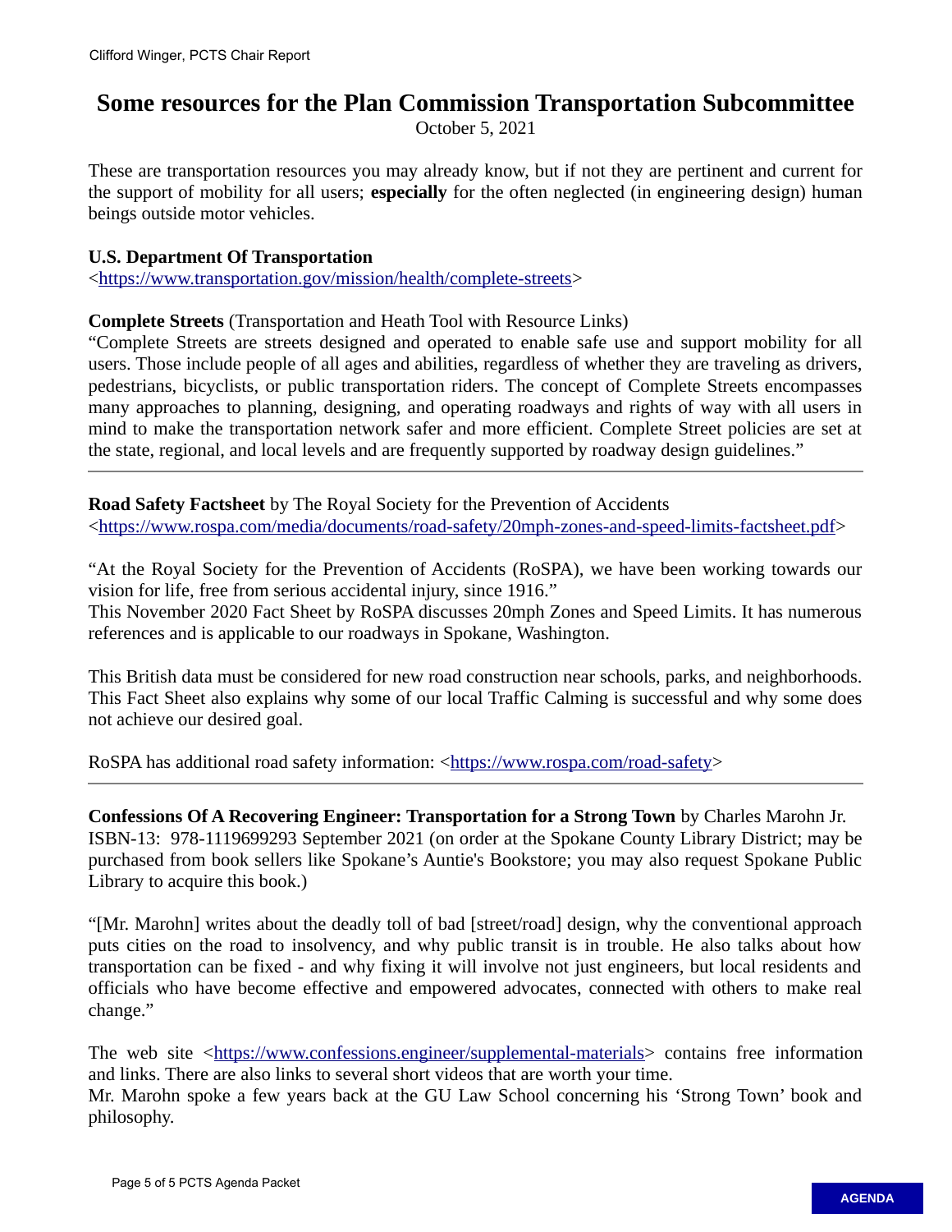# Some resources for the Plan Commission Transportation Subcommittee

October 5, 2021

These are transportation resources you may already know, but if not they are pertinent and current for the support of mobility for all users; **especially** for the often neglected (in engineering design) human beings outside motor vehicles.

**U.S. Department Of Transportation**
<https://www.transportation.gov/mission/health/complete-streets>

**Complete Streets** (Transportation and Heath Tool with Resource Links)
"Complete Streets are streets designed and operated to enable safe use and support mobility for all users. Those include people of all ages and abilities, regardless of whether they are traveling as drivers, pedestrians, bicyclists, or public transportation riders. The concept of Complete Streets encompasses many approaches to planning, designing, and operating roadways and rights of way with all users in mind to make the transportation network safer and more efficient. Complete Street policies are set at the state, regional, and local levels and are frequently supported by roadway design guidelines."

---

**Road Safety Factsheet** by The Royal Society for the Prevention of Accidents
<https://www.rospa.com/media/documents/road-safety/20mph-zones-and-speed-limits-factsheet.pdf>

"At the Royal Society for the Prevention of Accidents (RoSPA), we have been working towards our vision for life, free from serious accidental injury, since 1916."
This November 2020 Fact Sheet by RoSPA discusses 20mph Zones and Speed Limits. It has numerous references and is applicable to our roadways in Spokane, Washington.

This British data must be considered for new road construction near schools, parks, and neighborhoods. This Fact Sheet also explains why some of our local Traffic Calming is successful and why some does not achieve our desired goal.

RoSPA has additional road safety information: <https://www.rospa.com/road-safety>

---

**Confessions Of A Recovering Engineer: Transportation for a Strong Town** by Charles Marohn Jr.
ISBN-13: 978-1119699293 September 2021 (on order at the Spokane County Library District; may be purchased from book sellers like Spokane's Auntie's Bookstore; you may also request Spokane Public Library to acquire this book.)

"[Mr. Marohn] writes about the deadly toll of bad [street/road] design, why the conventional approach puts cities on the road to insolvency, and why public transit is in trouble. He also talks about how transportation can be fixed - and why fixing it will involve not just engineers, but local residents and officials who have become effective and empowered advocates, connected with others to make real change."

The web site <https://www.confessions.engineer/supplemental-materials> contains free information and links. There are also links to several short videos that are worth your time.
Mr. Marohn spoke a few years back at the GU Law School concerning his 'Strong Town' book and philosophy.